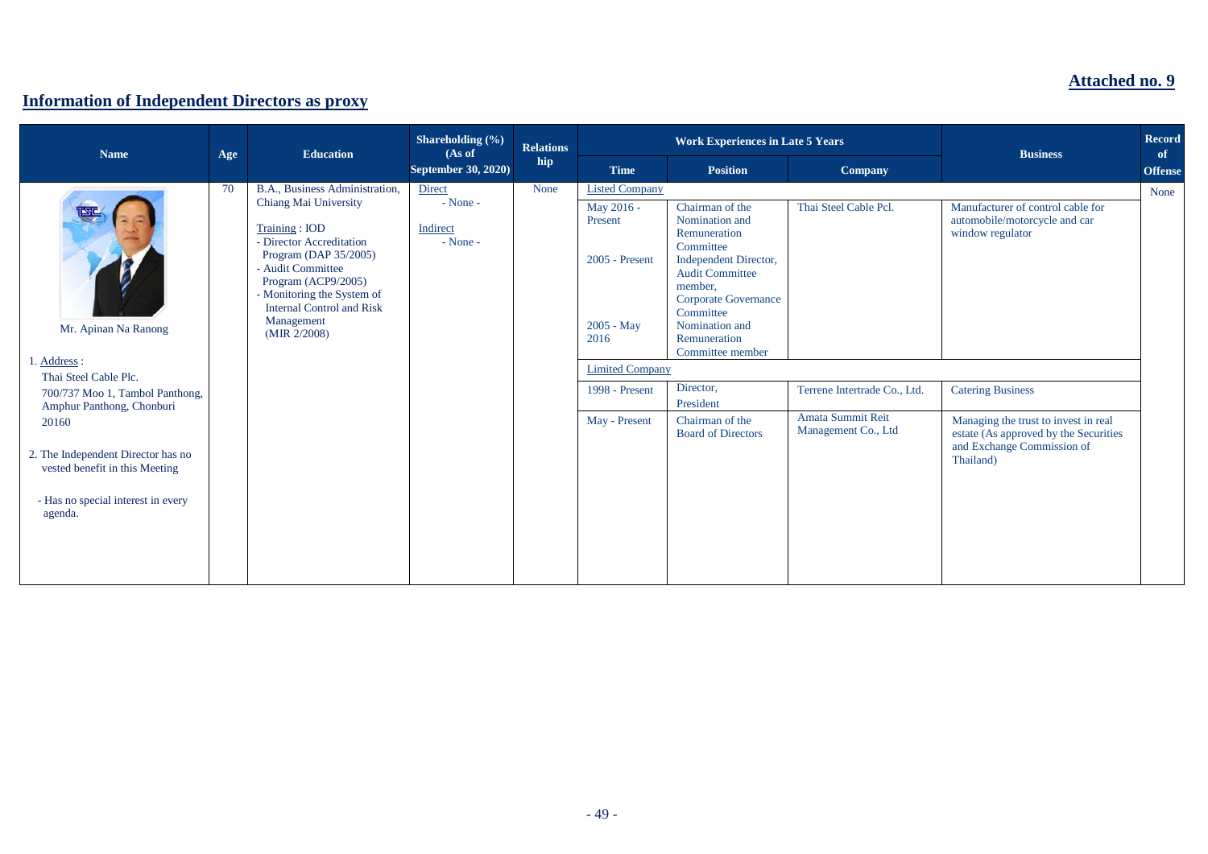**Attached no. 9**

## Information of Independent Directors as proxy

| Name | Age | Education | Shareholding (%) (As of September 30, 2020) | Relationship | Work Experiences in Late 5 Years | | | Business | Record of Offense |
|---|---|---|---|---|---|---|---|---|---|
| | | | | | Time | Position | Company | | |
| Mr. Apinan Na Ranong<br><br>1. Address :<br>Thai Steel Cable Plc.<br>700/737 Moo 1, Tambol Panthong, Amphur Panthong, Chonburi 20160<br><br>2. The Independent Director has no vested benefit in this Meeting<br><br>- Has no special interest in every agenda. | 70 | B.A., Business Administration, Chiang Mai University<br><br>Training : IOD<br>- Director Accreditation Program (DAP 35/2005)<br>- Audit Committee Program (ACP9/2005)<br>- Monitoring the System of Internal Control and Risk Management (MIR 2/2008) | Direct<br>- None -<br><br>Indirect<br>- None - | None | Listed Company | | | | None |
| | | | | | May 2016 - Present | Chairman of the Nomination and Remuneration Committee | Thai Steel Cable Pcl. | Manufacturer of control cable for automobile/motorcycle and car window regulator | |
| | | | | | 2005 - Present | Independent Director, Audit Committee member, Corporate Governance Committee | | | |
| | | | | | 2005 - May 2016 | Nomination and Remuneration Committee member | | | |
| | | | | | Limited Company | | | | |
| | | | | | 1998 - Present | Director, President | Terrene Intertrade Co., Ltd. | Catering Business | |
| | | | | | May - Present | Chairman of the Board of Directors | Amata Summit Reit Management Co., Ltd | Managing the trust to invest in real estate (As approved by the Securities and Exchange Commission of Thailand) | |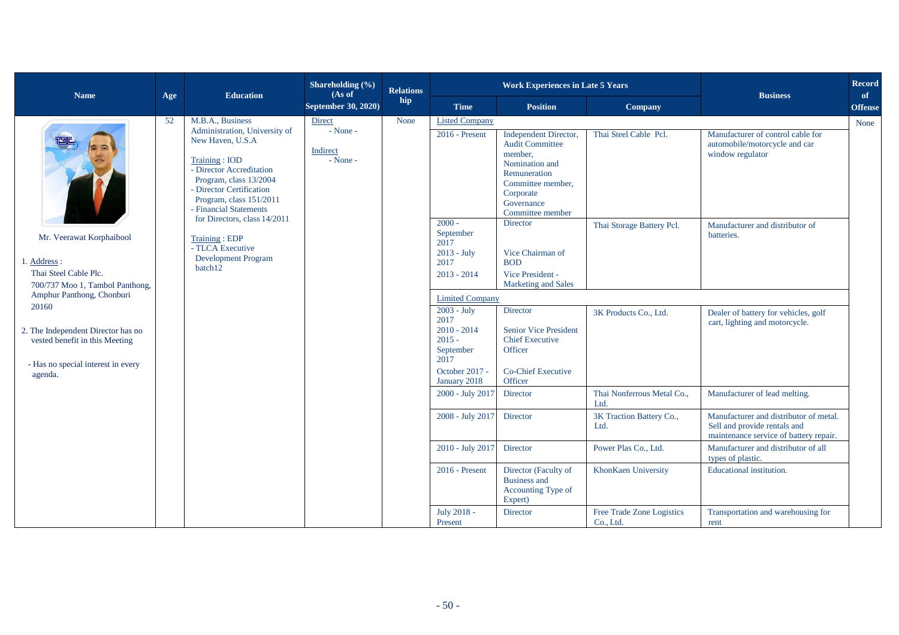| Name | Age | Education | Shareholding (%) (As of September 30, 2020) | Relationship | Work Experiences in Late 5 Years | | | Business | Record of Offense |
|---|---|---|---|---|---|---|---|---|---|
| | | | | | Time | Position | Company | | |
| Mr. Veerawat Korphaibool<br><br>1. Address :<br>Thai Steel Cable Plc.<br>700/737 Moo 1, Tambol Panthong, Amphur Panthong, Chonburi 20160<br><br>2. The Independent Director has no vested benefit in this Meeting<br><br>- Has no special interest in every agenda. | 52 | M.B.A., Business Administration, University of New Haven, U.S.A<br><br>Training : IOD<br>- Director Accreditation Program, class 13/2004<br>- Director Certification Program, class 151/2011<br>- Financial Statements for Directors, class 14/2011<br><br>Training : EDP<br>- TLCA Executive Development Program batch12 | Direct<br>- None -<br><br>Indirect<br>- None - | None | Listed Company | | | | None |
| | | | | | 2016 - Present | Independent Director, Audit Committee member, Nomination and Remuneration Committee member, Corporate Governance Committee member | Thai Steel Cable Pcl. | Manufacturer of control cable for automobile/motorcycle and car window regulator | |
| | | | | | 2000 - September 2017<br>2013 - July 2017<br>2013 - 2014 | Director<br><br>Vice Chairman of BOD<br>Vice President - Marketing and Sales | Thai Storage Battery Pcl. | Manufacturer and distributor of batteries. | |
| | | | | | Limited Company | | | | |
| | | | | | 2003 - July 2017<br>2010 - 2014<br>2015 - September 2017<br>October 2017 - January 2018 | Director<br>Senior Vice President<br>Chief Executive Officer<br><br>Co-Chief Executive Officer | 3K Products Co., Ltd. | Dealer of battery for vehicles, golf cart, lighting and motorcycle. | |
| | | | | | 2000 - July 2017 | Director | Thai Nonferrous Metal Co., Ltd. | Manufacturer of lead melting. | |
| | | | | | 2008 - July 2017 | Director | 3K Traction Battery Co., Ltd. | Manufacturer and distributor of metal. Sell and provide rentals and maintenance service of battery repair. | |
| | | | | | 2010 - July 2017 | Director | Power Plas Co., Ltd. | Manufacturer and distributor of all types of plastic. | |
| | | | | | 2016 - Present | Director (Faculty of Business and Accounting Type of Expert) | KhonKaen University | Educational institution. | |
| | | | | | July 2018 - Present | Director | Free Trade Zone Logistics Co., Ltd. | Transportation and warehousing for rent | |